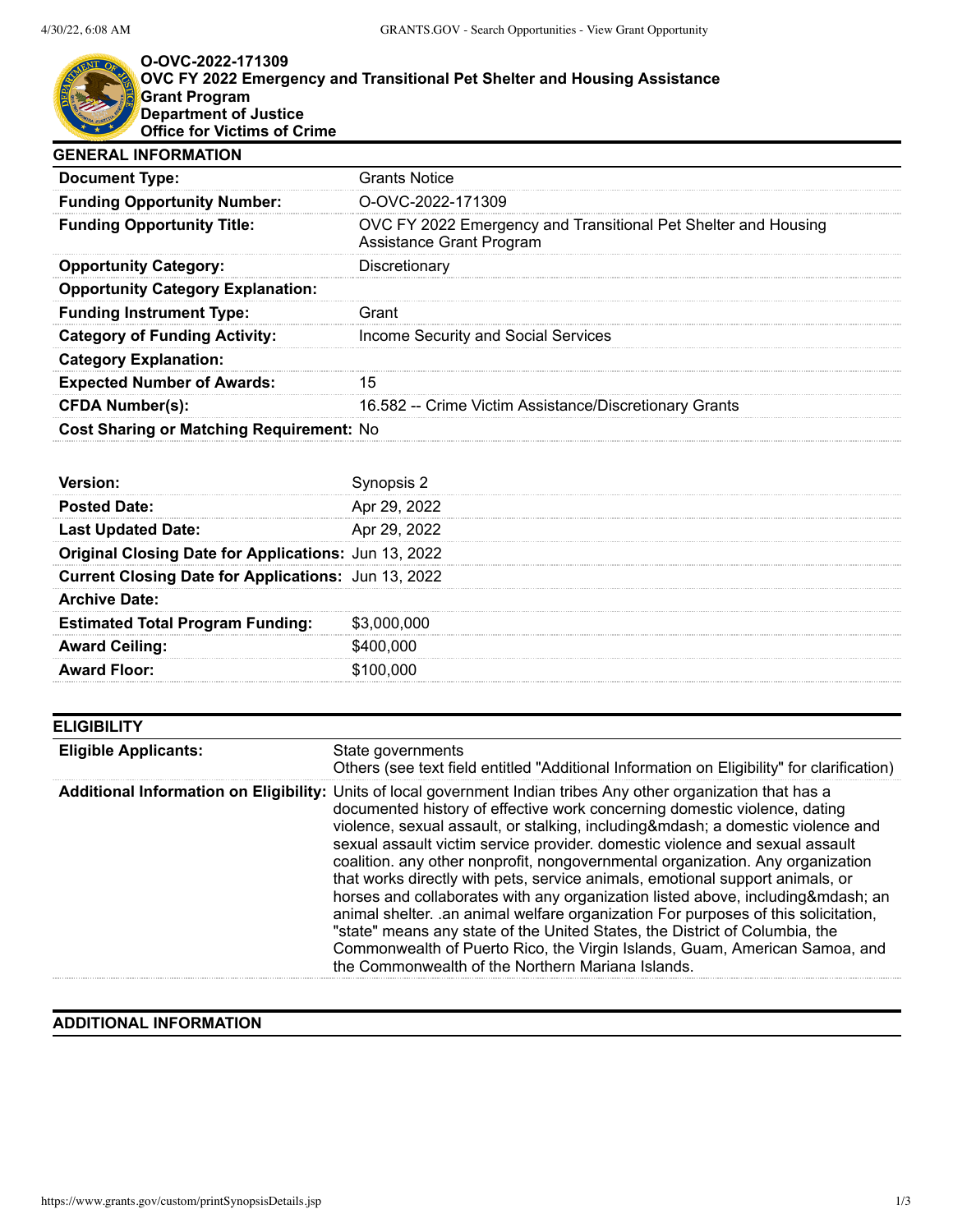# O-OVC-2022-171309
## OVC FY 2022 Emergency and Transitional Pet Shelter and Housing Assistance Grant Program
**Department of Justice**
**Office for Victims of Crime**

## GENERAL INFORMATION

| | |
|---|---|
| **Document Type:** | Grants Notice |
| **Funding Opportunity Number:** | O-OVC-2022-171309 |
| **Funding Opportunity Title:** | OVC FY 2022 Emergency and Transitional Pet Shelter and Housing Assistance Grant Program |
| **Opportunity Category:** | Discretionary |
| **Opportunity Category Explanation:** | |
| **Funding Instrument Type:** | Grant |
| **Category of Funding Activity:** | Income Security and Social Services |
| **Category Explanation:** | |
| **Expected Number of Awards:** | 15 |
| **CFDA Number(s):** | 16.582 -- Crime Victim Assistance/Discretionary Grants |
| **Cost Sharing or Matching Requirement:** | No |

| | |
|---|---|
| **Version:** | Synopsis 2 |
| **Posted Date:** | Apr 29, 2022 |
| **Last Updated Date:** | Apr 29, 2022 |
| **Original Closing Date for Applications:** | Jun 13, 2022 |
| **Current Closing Date for Applications:** | Jun 13, 2022 |
| **Archive Date:** | |
| **Estimated Total Program Funding:** | $3,000,000 |
| **Award Ceiling:** | $400,000 |
| **Award Floor:** | $100,000 |

## ELIGIBILITY

| | |
|---|---|
| **Eligible Applicants:** | State governments<br>Others (see text field entitled "Additional Information on Eligibility" for clarification) |
| **Additional Information on Eligibility:** | Units of local government Indian tribes Any other organization that has a documented history of effective work concerning domestic violence, dating violence, sexual assault, or stalking, including&mdash; a domestic violence and sexual assault victim service provider. domestic violence and sexual assault coalition. any other nonprofit, nongovernmental organization. Any organization that works directly with pets, service animals, emotional support animals, or horses and collaborates with any organization listed above, including&mdash; an animal shelter. .an animal welfare organization For purposes of this solicitation, "state" means any state of the United States, the District of Columbia, the Commonwealth of Puerto Rico, the Virgin Islands, Guam, American Samoa, and the Commonwealth of the Northern Mariana Islands. |

## ADDITIONAL INFORMATION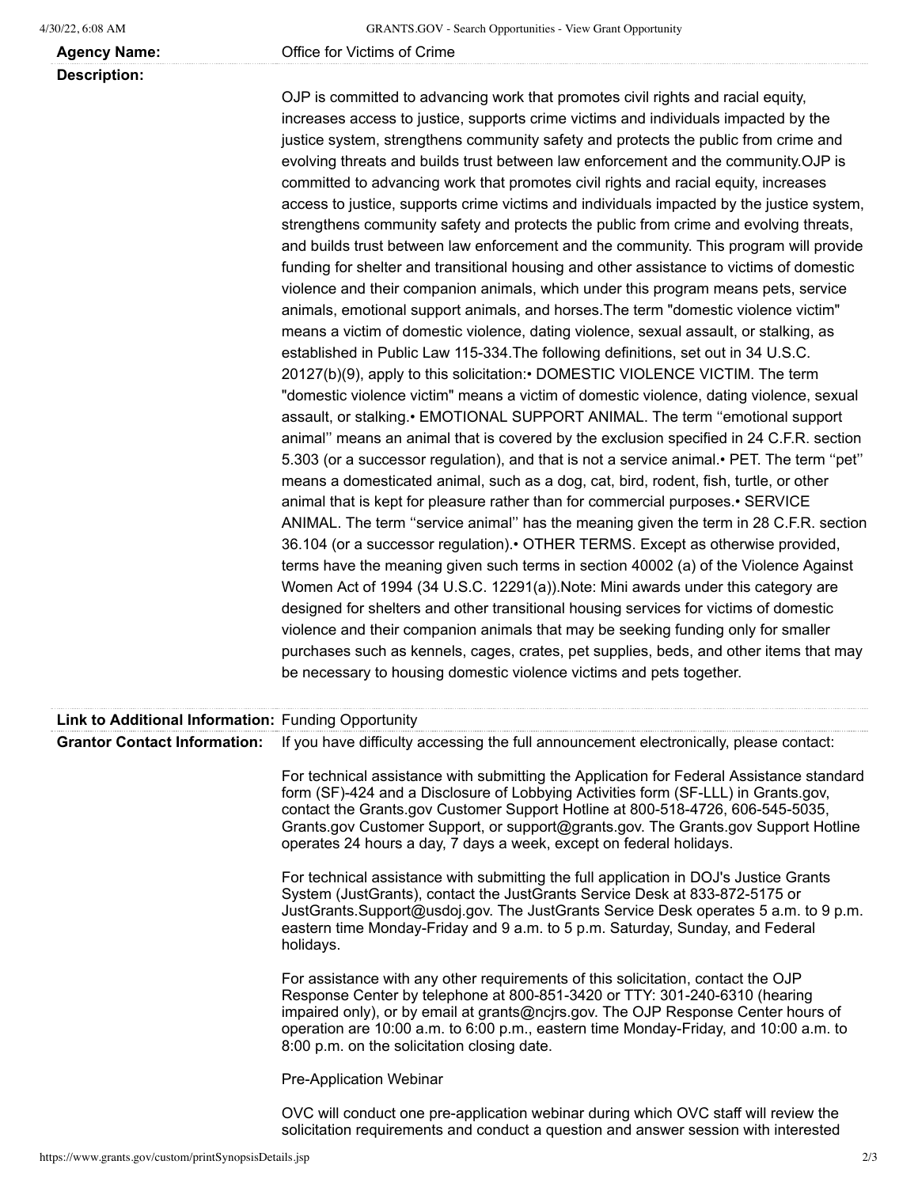**Agency Name:** Office for Victims of Crime

**Description:**

OJP is committed to advancing work that promotes civil rights and racial equity, increases access to justice, supports crime victims and individuals impacted by the justice system, strengthens community safety and protects the public from crime and evolving threats and builds trust between law enforcement and the community.OJP is committed to advancing work that promotes civil rights and racial equity, increases access to justice, supports crime victims and individuals impacted by the justice system, strengthens community safety and protects the public from crime and evolving threats, and builds trust between law enforcement and the community. This program will provide funding for shelter and transitional housing and other assistance to victims of domestic violence and their companion animals, which under this program means pets, service animals, emotional support animals, and horses.The term "domestic violence victim" means a victim of domestic violence, dating violence, sexual assault, or stalking, as established in Public Law 115-334.The following definitions, set out in 34 U.S.C. 20127(b)(9), apply to this solicitation:• DOMESTIC VIOLENCE VICTIM. The term "domestic violence victim" means a victim of domestic violence, dating violence, sexual assault, or stalking.• EMOTIONAL SUPPORT ANIMAL. The term ''emotional support animal'' means an animal that is covered by the exclusion specified in 24 C.F.R. section 5.303 (or a successor regulation), and that is not a service animal.• PET. The term ''pet'' means a domesticated animal, such as a dog, cat, bird, rodent, fish, turtle, or other animal that is kept for pleasure rather than for commercial purposes.• SERVICE ANIMAL. The term ''service animal'' has the meaning given the term in 28 C.F.R. section 36.104 (or a successor regulation).• OTHER TERMS. Except as otherwise provided, terms have the meaning given such terms in section 40002 (a) of the Violence Against Women Act of 1994 (34 U.S.C. 12291(a)).Note: Mini awards under this category are designed for shelters and other transitional housing services for victims of domestic violence and their companion animals that may be seeking funding only for smaller purchases such as kennels, cages, crates, pet supplies, beds, and other items that may be necessary to housing domestic violence victims and pets together.

**Link to Additional Information:** Funding Opportunity

**Grantor Contact Information:** If you have difficulty accessing the full announcement electronically, please contact:

For technical assistance with submitting the Application for Federal Assistance standard form (SF)-424 and a Disclosure of Lobbying Activities form (SF-LLL) in Grants.gov, contact the Grants.gov Customer Support Hotline at 800-518-4726, 606-545-5035, Grants.gov Customer Support, or support@grants.gov. The Grants.gov Support Hotline operates 24 hours a day, 7 days a week, except on federal holidays.

For technical assistance with submitting the full application in DOJ's Justice Grants System (JustGrants), contact the JustGrants Service Desk at 833-872-5175 or JustGrants.Support@usdoj.gov. The JustGrants Service Desk operates 5 a.m. to 9 p.m. eastern time Monday-Friday and 9 a.m. to 5 p.m. Saturday, Sunday, and Federal holidays.

For assistance with any other requirements of this solicitation, contact the OJP Response Center by telephone at 800-851-3420 or TTY: 301-240-6310 (hearing impaired only), or by email at grants@ncjrs.gov. The OJP Response Center hours of operation are 10:00 a.m. to 6:00 p.m., eastern time Monday-Friday, and 10:00 a.m. to 8:00 p.m. on the solicitation closing date.

Pre-Application Webinar

OVC will conduct one pre-application webinar during which OVC staff will review the solicitation requirements and conduct a question and answer session with interested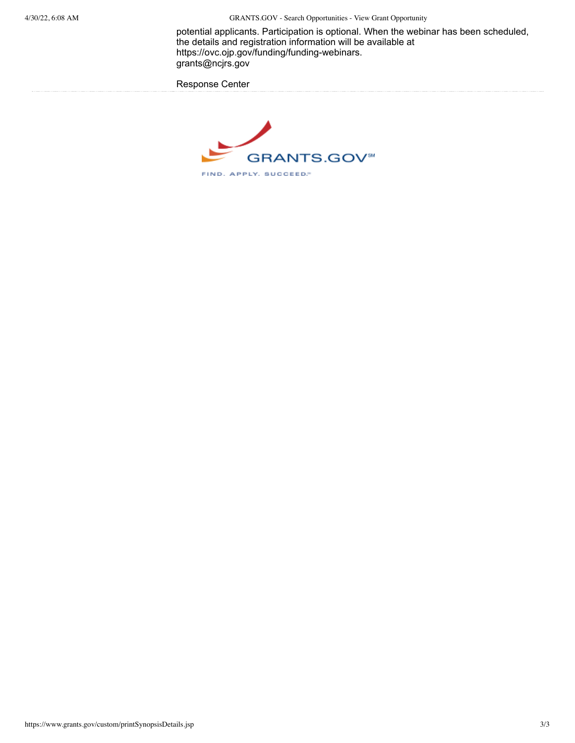potential applicants. Participation is optional. When the webinar has been scheduled, the details and registration information will be available at https://ovc.ojp.gov/funding/funding-webinars.
grants@ncjrs.gov

Response Center